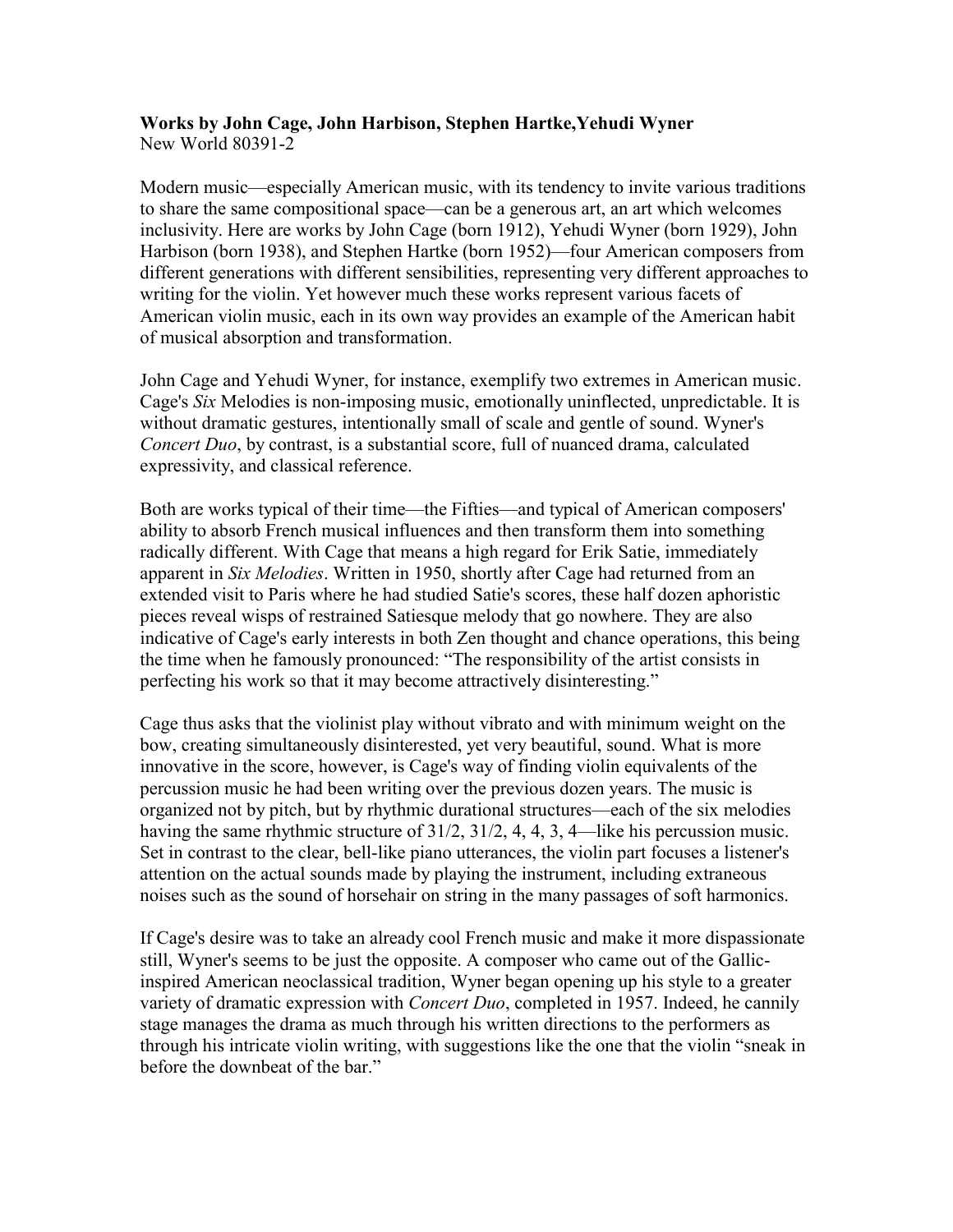**Works by John Cage, John Harbison, Stephen Hartke,Yehudi Wyner**
New World 80391-2

Modern music—especially American music, with its tendency to invite various traditions to share the same compositional space—can be a generous art, an art which welcomes inclusivity. Here are works by John Cage (born 1912), Yehudi Wyner (born 1929), John Harbison (born 1938), and Stephen Hartke (born 1952)—four American composers from different generations with different sensibilities, representing very different approaches to writing for the violin. Yet however much these works represent various facets of American violin music, each in its own way provides an example of the American habit of musical absorption and transformation.

John Cage and Yehudi Wyner, for instance, exemplify two extremes in American music. Cage's *Six* Melodies is non-imposing music, emotionally uninflected, unpredictable. It is without dramatic gestures, intentionally small of scale and gentle of sound. Wyner's *Concert Duo*, by contrast, is a substantial score, full of nuanced drama, calculated expressivity, and classical reference.

Both are works typical of their time—the Fifties—and typical of American composers' ability to absorb French musical influences and then transform them into something radically different. With Cage that means a high regard for Erik Satie, immediately apparent in *Six Melodies*. Written in 1950, shortly after Cage had returned from an extended visit to Paris where he had studied Satie's scores, these half dozen aphoristic pieces reveal wisps of restrained Satiesque melody that go nowhere. They are also indicative of Cage's early interests in both Zen thought and chance operations, this being the time when he famously pronounced: "The responsibility of the artist consists in perfecting his work so that it may become attractively disinteresting."

Cage thus asks that the violinist play without vibrato and with minimum weight on the bow, creating simultaneously disinterested, yet very beautiful, sound. What is more innovative in the score, however, is Cage's way of finding violin equivalents of the percussion music he had been writing over the previous dozen years. The music is organized not by pitch, but by rhythmic durational structures—each of the six melodies having the same rhythmic structure of 31/2, 31/2, 4, 4, 3, 4—like his percussion music. Set in contrast to the clear, bell-like piano utterances, the violin part focuses a listener's attention on the actual sounds made by playing the instrument, including extraneous noises such as the sound of horsehair on string in the many passages of soft harmonics.

If Cage's desire was to take an already cool French music and make it more dispassionate still, Wyner's seems to be just the opposite. A composer who came out of the Gallic-inspired American neoclassical tradition, Wyner began opening up his style to a greater variety of dramatic expression with *Concert Duo*, completed in 1957. Indeed, he cannily stage manages the drama as much through his written directions to the performers as through his intricate violin writing, with suggestions like the one that the violin "sneak in before the downbeat of the bar."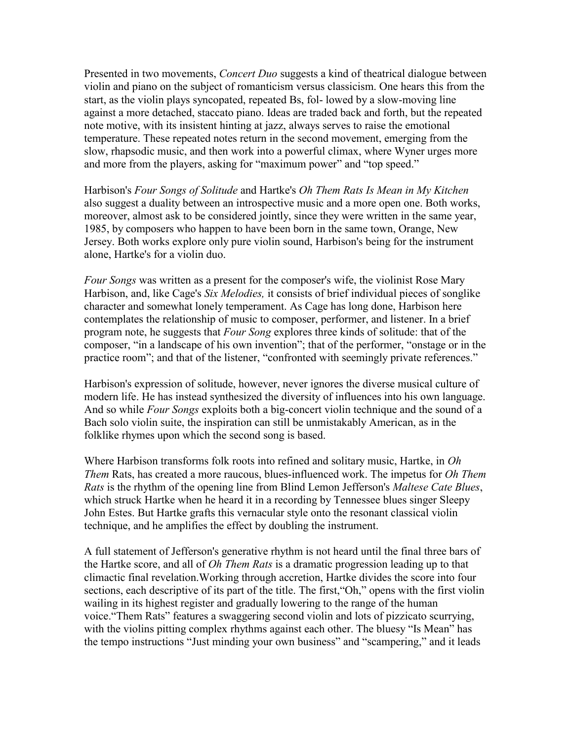Presented in two movements, *Concert Duo* suggests a kind of theatrical dialogue between violin and piano on the subject of romanticism versus classicism. One hears this from the start, as the violin plays syncopated, repeated Bs, fol- lowed by a slow-moving line against a more detached, staccato piano. Ideas are traded back and forth, but the repeated note motive, with its insistent hinting at jazz, always serves to raise the emotional temperature. These repeated notes return in the second movement, emerging from the slow, rhapsodic music, and then work into a powerful climax, where Wyner urges more and more from the players, asking for "maximum power" and "top speed."

Harbison's *Four Songs of Solitude* and Hartke's *Oh Them Rats Is Mean in My Kitchen* also suggest a duality between an introspective music and a more open one. Both works, moreover, almost ask to be considered jointly, since they were written in the same year, 1985, by composers who happen to have been born in the same town, Orange, New Jersey. Both works explore only pure violin sound, Harbison's being for the instrument alone, Hartke's for a violin duo.

*Four Songs* was written as a present for the composer's wife, the violinist Rose Mary Harbison, and, like Cage's *Six Melodies,* it consists of brief individual pieces of songlike character and somewhat lonely temperament. As Cage has long done, Harbison here contemplates the relationship of music to composer, performer, and listener. In a brief program note, he suggests that *Four Song* explores three kinds of solitude: that of the composer, "in a landscape of his own invention"; that of the performer, "onstage or in the practice room"; and that of the listener, "confronted with seemingly private references."

Harbison's expression of solitude, however, never ignores the diverse musical culture of modern life. He has instead synthesized the diversity of influences into his own language. And so while *Four Songs* exploits both a big-concert violin technique and the sound of a Bach solo violin suite, the inspiration can still be unmistakably American, as in the folklike rhymes upon which the second song is based.

Where Harbison transforms folk roots into refined and solitary music, Hartke, in *Oh Them* Rats, has created a more raucous, blues-influenced work. The impetus for *Oh Them Rats* is the rhythm of the opening line from Blind Lemon Jefferson's *Maltese Cate Blues*, which struck Hartke when he heard it in a recording by Tennessee blues singer Sleepy John Estes. But Hartke grafts this vernacular style onto the resonant classical violin technique, and he amplifies the effect by doubling the instrument.

A full statement of Jefferson's generative rhythm is not heard until the final three bars of the Hartke score, and all of *Oh Them Rats* is a dramatic progression leading up to that climactic final revelation.Working through accretion, Hartke divides the score into four sections, each descriptive of its part of the title. The first,"Oh," opens with the first violin wailing in its highest register and gradually lowering to the range of the human voice."Them Rats" features a swaggering second violin and lots of pizzicato scurrying, with the violins pitting complex rhythms against each other. The bluesy "Is Mean" has the tempo instructions "Just minding your own business" and "scampering," and it leads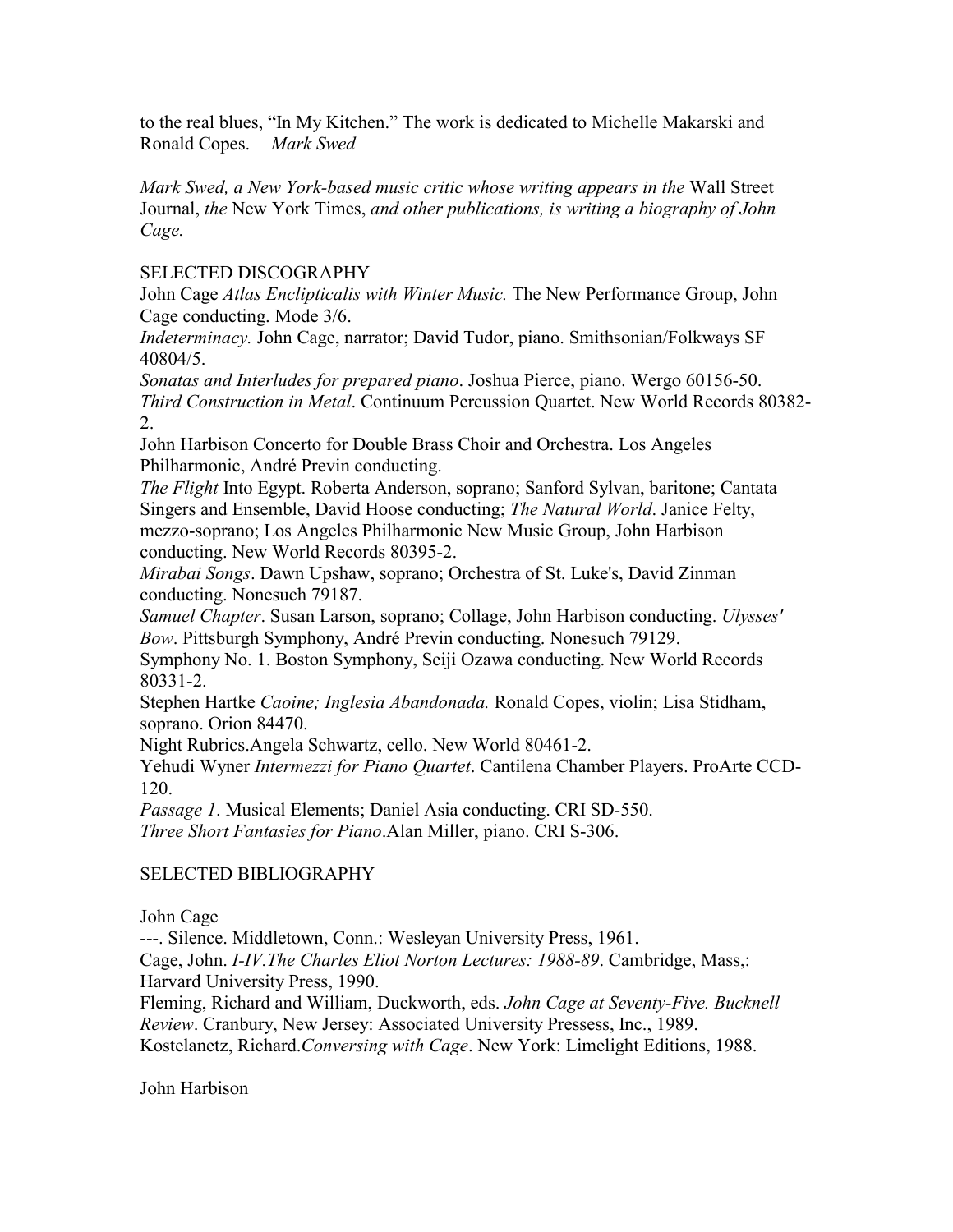to the real blues, "In My Kitchen." The work is dedicated to Michelle Makarski and Ronald Copes. —*Mark Swed*

*Mark Swed, a New York-based music critic whose writing appears in the* Wall Street Journal, *the* New York Times, *and other publications, is writing a biography of John Cage.*

## SELECTED DISCOGRAPHY

John Cage *Atlas Enclipticalis with Winter Music.* The New Performance Group, John Cage conducting. Mode 3/6.
*Indeterminacy.* John Cage, narrator; David Tudor, piano. Smithsonian/Folkways SF 40804/5.
*Sonatas and Interludes for prepared piano*. Joshua Pierce, piano. Wergo 60156-50.
*Third Construction in Metal*. Continuum Percussion Quartet. New World Records 80382-2.
John Harbison Concerto for Double Brass Choir and Orchestra. Los Angeles Philharmonic, André Previn conducting.
*The Flight* Into Egypt. Roberta Anderson, soprano; Sanford Sylvan, baritone; Cantata Singers and Ensemble, David Hoose conducting; *The Natural World*. Janice Felty, mezzo-soprano; Los Angeles Philharmonic New Music Group, John Harbison conducting. New World Records 80395-2.
*Mirabai Songs*. Dawn Upshaw, soprano; Orchestra of St. Luke's, David Zinman conducting. Nonesuch 79187.
*Samuel Chapter*. Susan Larson, soprano; Collage, John Harbison conducting. *Ulysses' Bow*. Pittsburgh Symphony, André Previn conducting. Nonesuch 79129.
Symphony No. 1. Boston Symphony, Seiji Ozawa conducting. New World Records 80331-2.
Stephen Hartke *Caoine; Inglesia Abandonada.* Ronald Copes, violin; Lisa Stidham, soprano. Orion 84470.
Night Rubrics.Angela Schwartz, cello. New World 80461-2.
Yehudi Wyner *Intermezzi for Piano Quartet*. Cantilena Chamber Players. ProArte CCD-120.
*Passage 1*. Musical Elements; Daniel Asia conducting. CRI SD-550.
*Three Short Fantasies for Piano*.Alan Miller, piano. CRI S-306.

## SELECTED BIBLIOGRAPHY

John Cage

---. Silence. Middletown, Conn.: Wesleyan University Press, 1961.
Cage, John. *I-IV.The Charles Eliot Norton Lectures: 1988-89*. Cambridge, Mass,: Harvard University Press, 1990.
Fleming, Richard and William, Duckworth, eds. *John Cage at Seventy-Five. Bucknell Review*. Cranbury, New Jersey: Associated University Pressess, Inc., 1989.
Kostelanetz, Richard.*Conversing with Cage*. New York: Limelight Editions, 1988.

John Harbison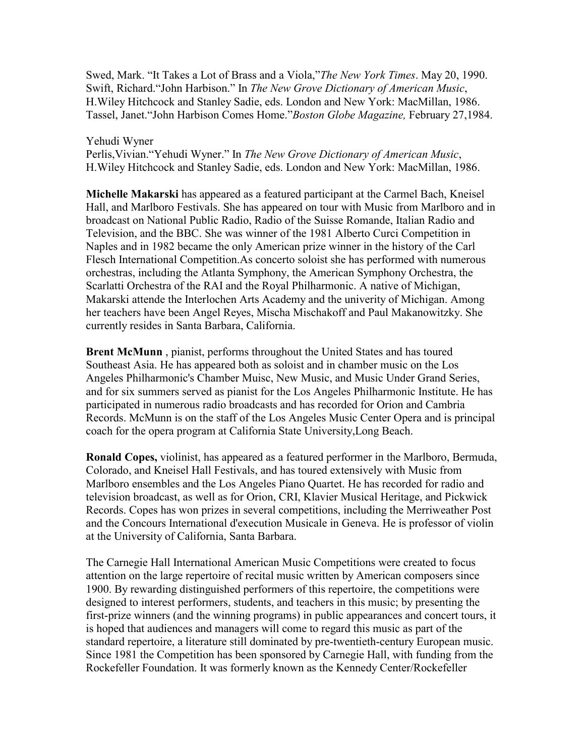Swed, Mark. "It Takes a Lot of Brass and a Viola,"*The New York Times*. May 20, 1990.
Swift, Richard."John Harbison." In *The New Grove Dictionary of American Music*, H.Wiley Hitchcock and Stanley Sadie, eds. London and New York: MacMillan, 1986.
Tassel, Janet."John Harbison Comes Home."*Boston Globe Magazine,* February 27,1984.

Yehudi Wyner
Perlis,Vivian."Yehudi Wyner." In *The New Grove Dictionary of American Music*, H.Wiley Hitchcock and Stanley Sadie, eds. London and New York: MacMillan, 1986.

**Michelle Makarski** has appeared as a featured participant at the Carmel Bach, Kneisel Hall, and Marlboro Festivals. She has appeared on tour with Music from Marlboro and in broadcast on National Public Radio, Radio of the Suisse Romande, Italian Radio and Television, and the BBC. She was winner of the 1981 Alberto Curci Competition in Naples and in 1982 became the only American prize winner in the history of the Carl Flesch International Competition.As concerto soloist she has performed with numerous orchestras, including the Atlanta Symphony, the American Symphony Orchestra, the Scarlatti Orchestra of the RAI and the Royal Philharmonic. A native of Michigan, Makarski attende the Interlochen Arts Academy and the univerity of Michigan. Among her teachers have been Angel Reyes, Mischa Mischakoff and Paul Makanowitzky. She currently resides in Santa Barbara, California.

**Brent McMunn** , pianist, performs throughout the United States and has toured Southeast Asia. He has appeared both as soloist and in chamber music on the Los Angeles Philharmonic's Chamber Muisc, New Music, and Music Under Grand Series, and for six summers served as pianist for the Los Angeles Philharmonic Institute. He has participated in numerous radio broadcasts and has recorded for Orion and Cambria Records. McMunn is on the staff of the Los Angeles Music Center Opera and is principal coach for the opera program at California State University,Long Beach.

**Ronald Copes,** violinist, has appeared as a featured performer in the Marlboro, Bermuda, Colorado, and Kneisel Hall Festivals, and has toured extensively with Music from Marlboro ensembles and the Los Angeles Piano Quartet. He has recorded for radio and television broadcast, as well as for Orion, CRI, Klavier Musical Heritage, and Pickwick Records. Copes has won prizes in several competitions, including the Merriweather Post and the Concours International d'execution Musicale in Geneva. He is professor of violin at the University of California, Santa Barbara.

The Carnegie Hall International American Music Competitions were created to focus attention on the large repertoire of recital music written by American composers since 1900. By rewarding distinguished performers of this repertoire, the competitions were designed to interest performers, students, and teachers in this music; by presenting the first-prize winners (and the winning programs) in public appearances and concert tours, it is hoped that audiences and managers will come to regard this music as part of the standard repertoire, a literature still dominated by pre-twentieth-century European music. Since 1981 the Competition has been sponsored by Carnegie Hall, with funding from the Rockefeller Foundation. It was formerly known as the Kennedy Center/Rockefeller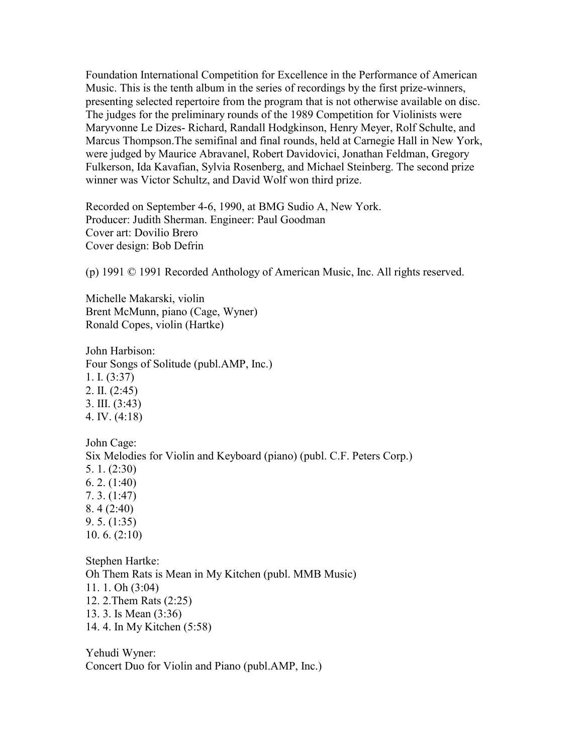Foundation International Competition for Excellence in the Performance of American Music. This is the tenth album in the series of recordings by the first prize-winners, presenting selected repertoire from the program that is not otherwise available on disc. The judges for the preliminary rounds of the 1989 Competition for Violinists were Maryvonne Le Dizes- Richard, Randall Hodgkinson, Henry Meyer, Rolf Schulte, and Marcus Thompson.The semifinal and final rounds, held at Carnegie Hall in New York, were judged by Maurice Abravanel, Robert Davidovici, Jonathan Feldman, Gregory Fulkerson, Ida Kavafian, Sylvia Rosenberg, and Michael Steinberg. The second prize winner was Victor Schultz, and David Wolf won third prize.

Recorded on September 4-6, 1990, at BMG Sudio A, New York.
Producer: Judith Sherman. Engineer: Paul Goodman
Cover art: Dovilio Brero
Cover design: Bob Defrin

(p) 1991 © 1991 Recorded Anthology of American Music, Inc. All rights reserved.

Michelle Makarski, violin
Brent McMunn, piano (Cage, Wyner)
Ronald Copes, violin (Hartke)

John Harbison:
Four Songs of Solitude (publ.AMP, Inc.)
1. I. (3:37)
2. II. (2:45)
3. III. (3:43)
4. IV. (4:18)

John Cage:
Six Melodies for Violin and Keyboard (piano) (publ. C.F. Peters Corp.)
5. 1. (2:30)
6. 2. (1:40)
7. 3. (1:47)
8. 4 (2:40)
9. 5. (1:35)
10. 6. (2:10)

Stephen Hartke:
Oh Them Rats is Mean in My Kitchen (publ. MMB Music)
11. 1. Oh (3:04)
12. 2.Them Rats (2:25)
13. 3. Is Mean (3:36)
14. 4. In My Kitchen (5:58)

Yehudi Wyner:
Concert Duo for Violin and Piano (publ.AMP, Inc.)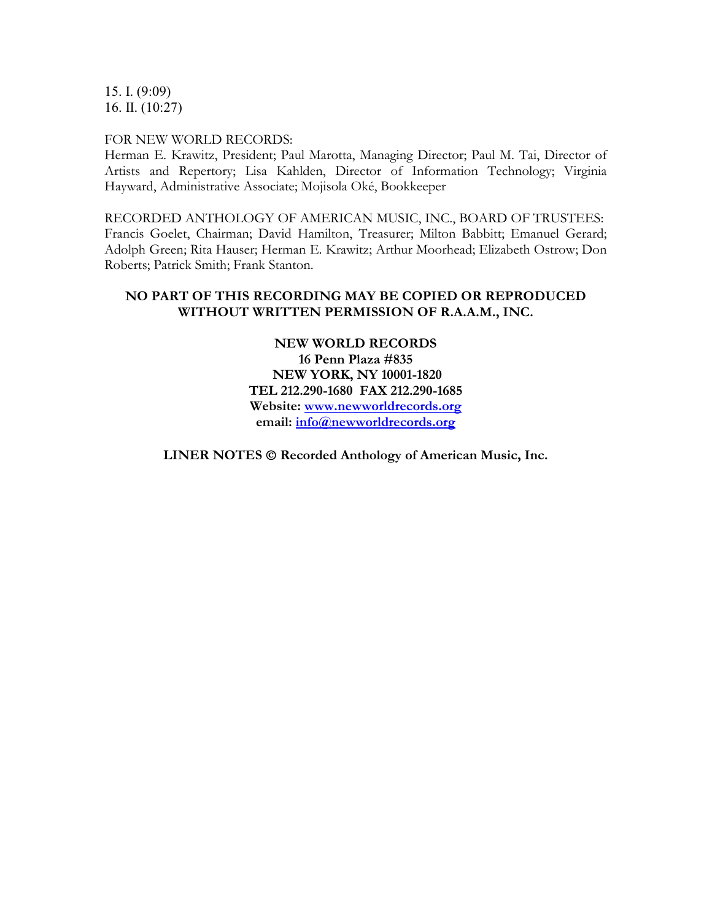15. I. (9:09)
16. II. (10:27)

FOR NEW WORLD RECORDS:
Herman E. Krawitz, President; Paul Marotta, Managing Director; Paul M. Tai, Director of Artists and Repertory; Lisa Kahlden, Director of Information Technology; Virginia Hayward, Administrative Associate; Mojisola Oké, Bookkeeper

RECORDED ANTHOLOGY OF AMERICAN MUSIC, INC., BOARD OF TRUSTEES:
Francis Goelet, Chairman; David Hamilton, Treasurer; Milton Babbitt; Emanuel Gerard; Adolph Green; Rita Hauser; Herman E. Krawitz; Arthur Moorhead; Elizabeth Ostrow; Don Roberts; Patrick Smith; Frank Stanton.

**NO PART OF THIS RECORDING MAY BE COPIED OR REPRODUCED WITHOUT WRITTEN PERMISSION OF R.A.A.M., INC.**

**NEW WORLD RECORDS**
**16 Penn Plaza #835**
**NEW YORK, NY 10001-1820**
**TEL 212.290-1680 FAX 212.290-1685**
**Website: www.newworldrecords.org**
**email: info@newworldrecords.org**

**LINER NOTES © Recorded Anthology of American Music, Inc.**